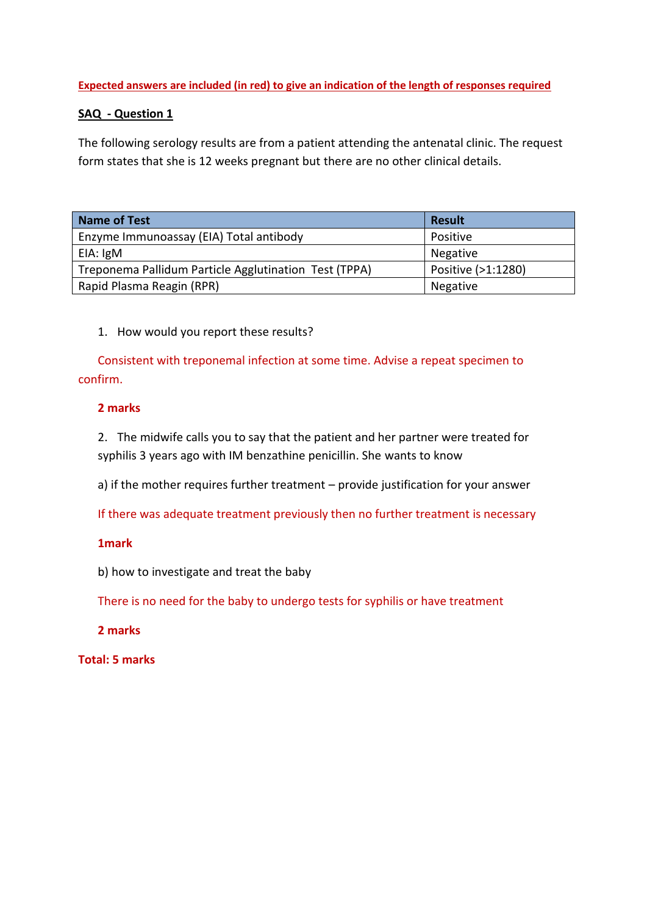**Expected answers are included (in red) to give an indication of the length of responses required**

**SAQ - Question 1**

The following serology results are from a patient attending the antenatal clinic. The request form states that she is 12 weeks pregnant but there are no other clinical details.

| Name of Test | Result |
| --- | --- |
| Enzyme Immunoassay (EIA) Total antibody | Positive |
| EIA: IgM | Negative |
| Treponema Pallidum Particle Agglutination Test (TPPA) | Positive (>1:1280) |
| Rapid Plasma Reagin (RPR) | Negative |

1. How would you report these results?

Consistent with treponemal infection at some time. Advise a repeat specimen to confirm.

**2 marks**

2. The midwife calls you to say that the patient and her partner were treated for syphilis 3 years ago with IM benzathine penicillin. She wants to know

a) if the mother requires further treatment – provide justification for your answer

If there was adequate treatment previously then no further treatment is necessary

**1mark**

b) how to investigate and treat the baby

There is no need for the baby to undergo tests for syphilis or have treatment

**2 marks**

**Total: 5 marks**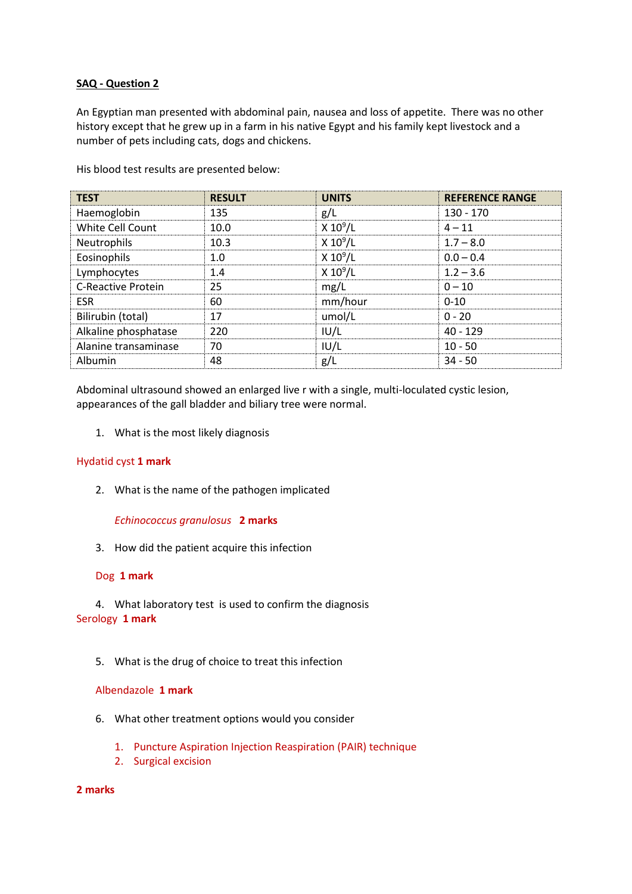**<u>SAQ - Question 2</u>**

An Egyptian man presented with abdominal pain, nausea and loss of appetite. There was no other history except that he grew up in a farm in his native Egypt and his family kept livestock and a number of pets including cats, dogs and chickens.

His blood test results are presented below:

| TEST | RESULT | UNITS | REFERENCE RANGE |
|---|---|---|---|
| Haemoglobin | 135 | g/L | 130 - 170 |
| White Cell Count | 10.0 | X $10^9$/L | 4 – 11 |
| Neutrophils | 10.3 | X $10^9$/L | 1.7 – 8.0 |
| Eosinophils | 1.0 | X $10^9$/L | 0.0 – 0.4 |
| Lymphocytes | 1.4 | X $10^9$/L | 1.2 – 3.6 |
| C-Reactive Protein | 25 | mg/L | 0 – 10 |
| ESR | 60 | mm/hour | 0-10 |
| Bilirubin (total) | 17 | umol/L | 0 - 20 |
| Alkaline phosphatase | 220 | IU/L | 40 - 129 |
| Alanine transaminase | 70 | IU/L | 10 - 50 |
| Albumin | 48 | g/L | 34 - 50 |

Abdominal ultrasound showed an enlarged live r with a single, multi-loculated cystic lesion, appearances of the gall bladder and biliary tree were normal.

1. What is the most likely diagnosis

Hydatid cyst **1 mark**

2. What is the name of the pathogen implicated

   *Echinococcus granulosus* **2 marks**

3. How did the patient acquire this infection

   Dog **1 mark**

4. What laboratory test is used to confirm the diagnosis

Serology **1 mark**

5. What is the drug of choice to treat this infection

   Albendazole **1 mark**

6. What other treatment options would you consider

   1. Puncture Aspiration Injection Reaspiration (PAIR) technique
   2. Surgical excision

**2 marks**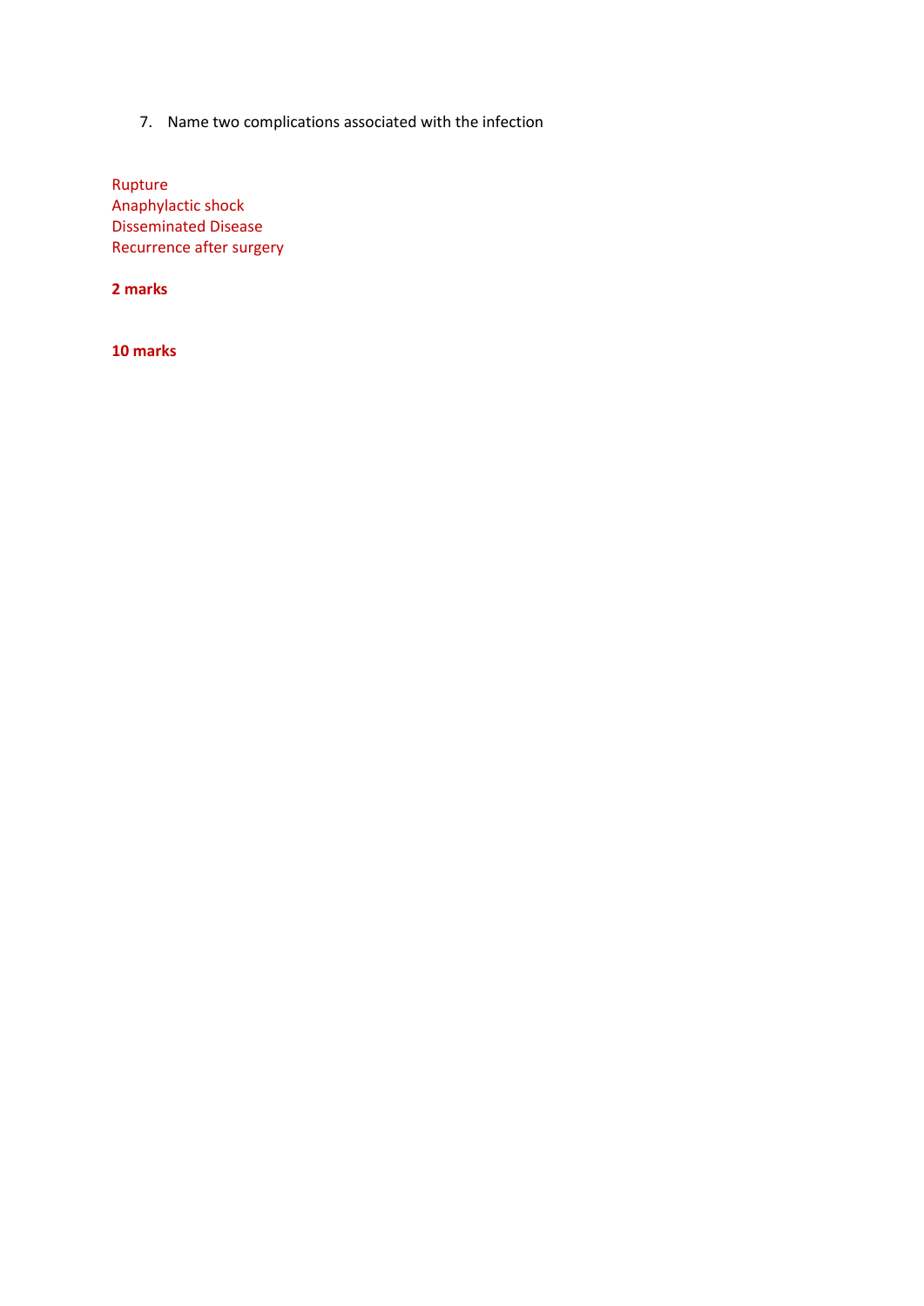7. Name two complications associated with the infection

Rupture
Anaphylactic shock
Disseminated Disease
Recurrence after surgery

**2 marks**

**10 marks**